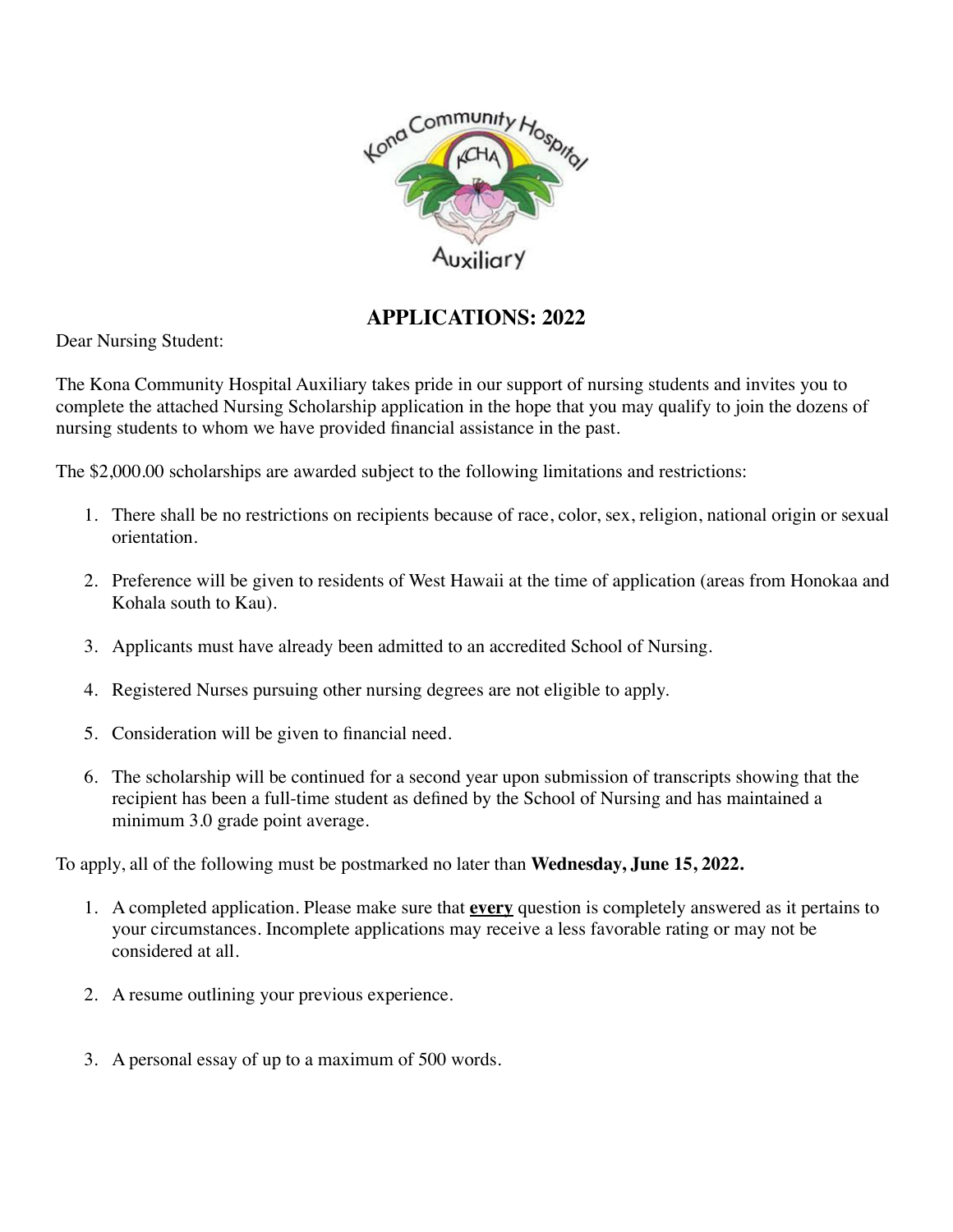## APPLICATIONS: 2022

Dear Nursing Student:

The Kona Community Hospital Auxiliary takes pride in our support of nursing students and invites you to complete the attached Nursing Scholarship application in the hope that you may qualify to join the dozens of nursing students to whom we have provided financial assistance in the past.

The $2,000.00 scholarships are awarded subject to the following limitations and restrictions:

1. There shall be no restrictions on recipients because of race, color, sex, religion, national origin or sexual orientation.
2. Preference will be given to residents of West Hawaii at the time of application (areas from Honokaa and Kohala south to Kau).
3. Applicants must have already been admitted to an accredited School of Nursing.
4. Registered Nurses pursuing other nursing degrees are not eligible to apply.
5. Consideration will be given to financial need.
6. The scholarship will be continued for a second year upon submission of transcripts showing that the recipient has been a full-time student as defined by the School of Nursing and has maintained a minimum 3.0 grade point average.

To apply, all of the following must be postmarked no later than **Wednesday, June 15, 2022.**

1. A completed application. Please make sure that **every** question is completely answered as it pertains to your circumstances. Incomplete applications may receive a less favorable rating or may not be considered at all.
2. A resume outlining your previous experience.
3. A personal essay of up to a maximum of 500 words.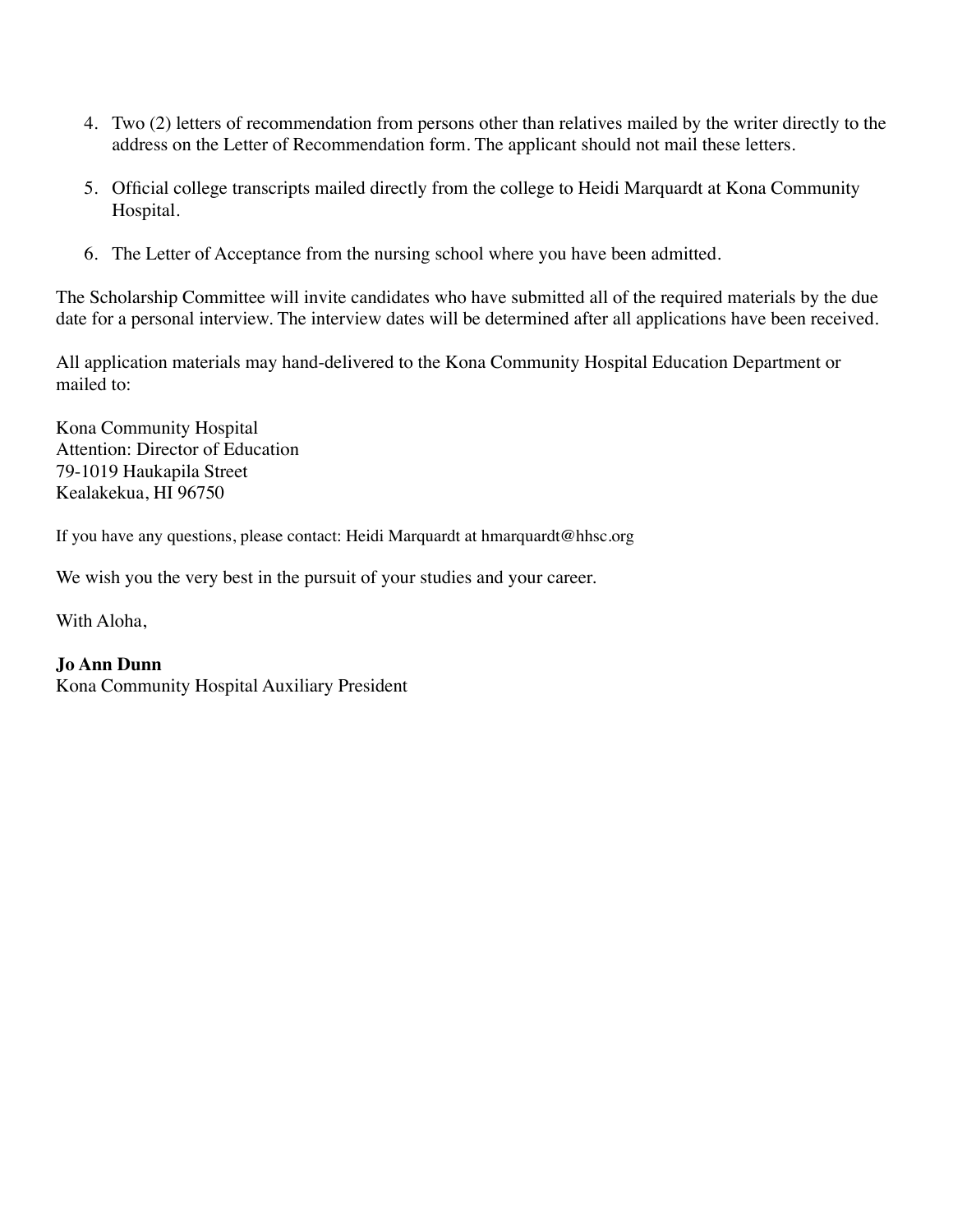4. Two (2) letters of recommendation from persons other than relatives mailed by the writer directly to the address on the Letter of Recommendation form. The applicant should not mail these letters.

5. Official college transcripts mailed directly from the college to Heidi Marquardt at Kona Community Hospital.

6. The Letter of Acceptance from the nursing school where you have been admitted.

The Scholarship Committee will invite candidates who have submitted all of the required materials by the due date for a personal interview. The interview dates will be determined after all applications have been received.

All application materials may hand-delivered to the Kona Community Hospital Education Department or mailed to:

Kona Community Hospital  
Attention: Director of Education  
79-1019 Haukapila Street  
Kealakekua, HI 96750

If you have any questions, please contact: Heidi Marquardt at hmarquardt@hhsc.org

We wish you the very best in the pursuit of your studies and your career.

With Aloha,

**Jo Ann Dunn**  
Kona Community Hospital Auxiliary President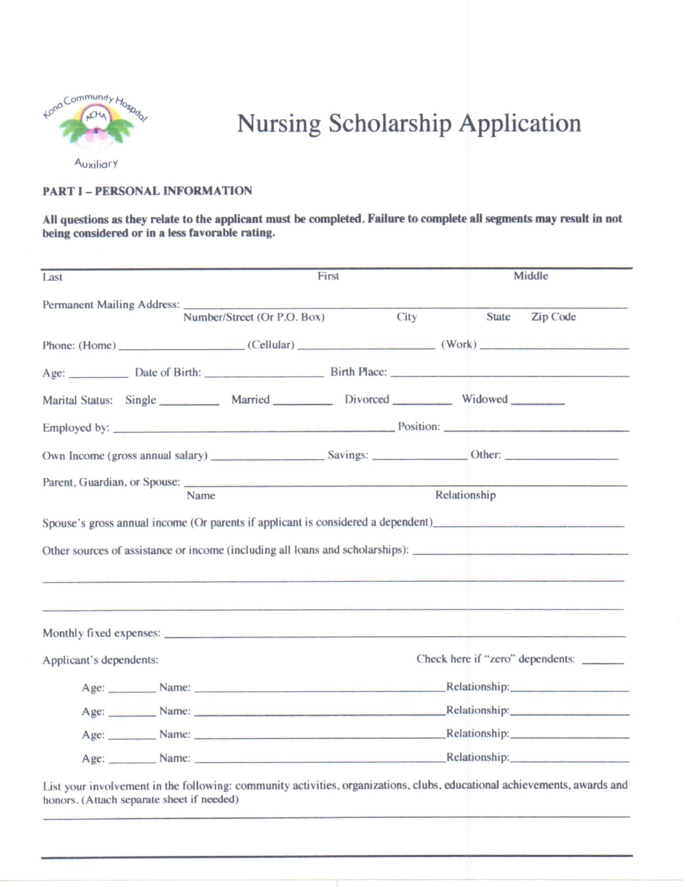Kona Community Hospital KCHA Auxiliary

# Nursing Scholarship Application

**PART I – PERSONAL INFORMATION**

**All questions as they relate to the applicant must be completed. Failure to complete all segments may result in not being considered or in a less favorable rating.**

______________________________________________________________________________
Last                                        First                                        Middle

Permanent Mailing Address: ______________________________________________________
Number/Street (Or P.O. Box)          City          State     Zip Code

Phone: (Home) ____________________ (Cellular) ______________________ (Work) ______________________

Age: _________ Date of Birth: __________________ Birth Place: ______________________________

Marital Status: Single _________ Married _________ Divorced _________ Widowed ________

Employed by: _____________________________________________ Position: ______________________

Own Income (gross annual salary) _________________ Savings: ______________ Other: __________________

Parent, Guardian, or Spouse: ______________________________________________________
Name                                        Relationship

Spouse's gross annual income (Or parents if applicant is considered a dependent)____________________________

Other sources of assistance or income (including all loans and scholarships): ________________________________

______________________________________________________________________________

______________________________________________________________________________

Monthly fixed expenses: ______________________________________________________________

Applicant's dependents:                                        Check here if "zero" dependents: ______

Age: _______ Name: _________________________________________Relationship:__________________

Age: _______ Name: _________________________________________Relationship:__________________

Age: _______ Name: _________________________________________Relationship:__________________

Age: _______ Name: _________________________________________Relationship:__________________

List your involvement in the following: community activities, organizations, clubs, educational achievements, awards and honors. (Attach separate sheet if needed)

______________________________________________________________________________

______________________________________________________________________________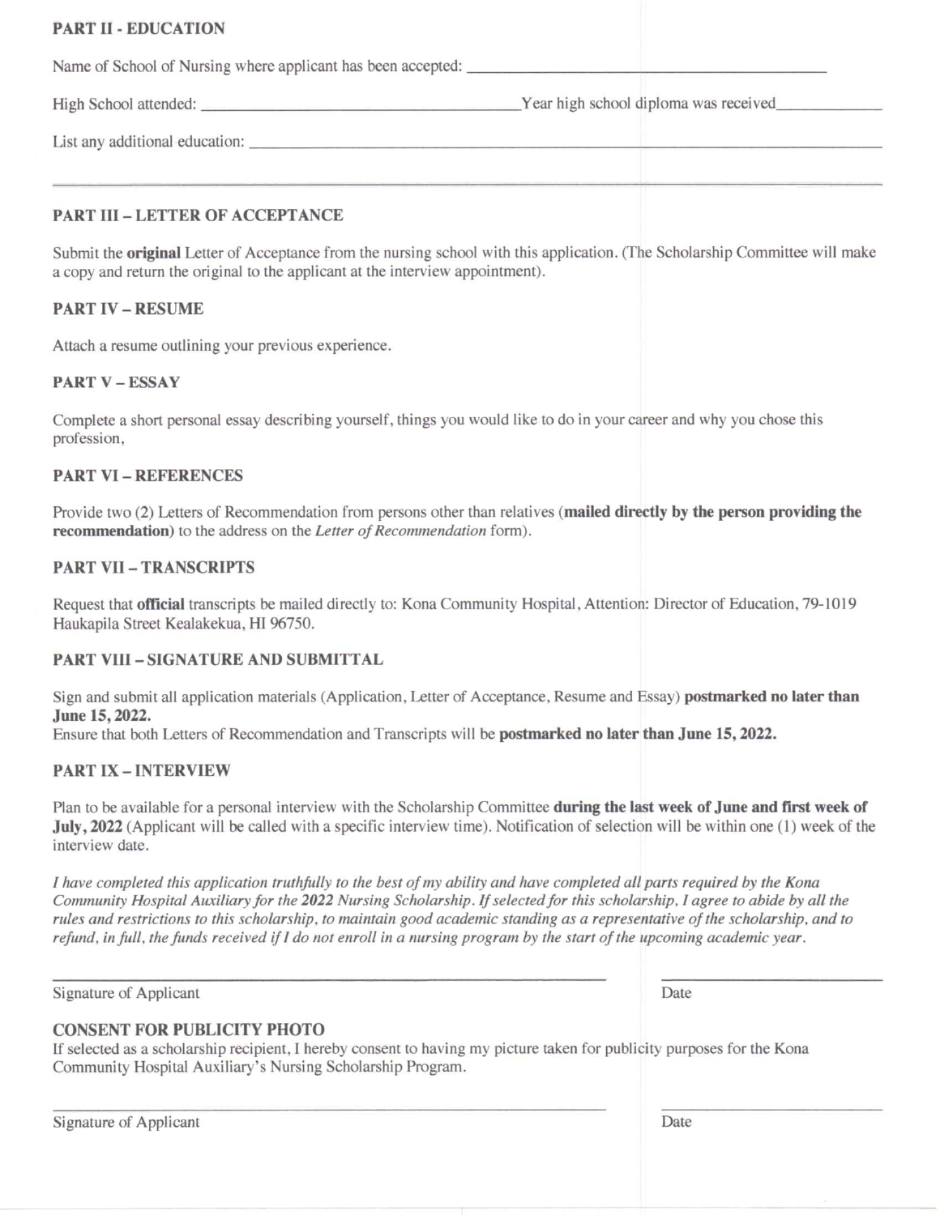## PART II - EDUCATION

Name of School of Nursing where applicant has been accepted: ______________________________

High School attended: ______________________________ Year high school diploma was received__________

List any additional education: ______________________________

______________________________

## PART III – LETTER OF ACCEPTANCE

Submit the **original** Letter of Acceptance from the nursing school with this application. (The Scholarship Committee will make a copy and return the original to the applicant at the interview appointment).

## PART IV – RESUME

Attach a resume outlining your previous experience.

## PART V – ESSAY

Complete a short personal essay describing yourself, things you would like to do in your career and why you chose this profession,

## PART VI – REFERENCES

Provide two (2) Letters of Recommendation from persons other than relatives (**mailed directly by the person providing the recommendation**) to the address on the *Letter of Recommendation* form).

## PART VII – TRANSCRIPTS

Request that **official** transcripts be mailed directly to: Kona Community Hospital, Attention: Director of Education, 79-1019 Haukapila Street Kealakekua, HI 96750.

## PART VIII – SIGNATURE AND SUBMITTAL

Sign and submit all application materials (Application, Letter of Acceptance, Resume and Essay) **postmarked no later than June 15, 2022.**
Ensure that both Letters of Recommendation and Transcripts will be **postmarked no later than June 15, 2022.**

## PART IX – INTERVIEW

Plan to be available for a personal interview with the Scholarship Committee **during the last week of June and first week of July, 2022** (Applicant will be called with a specific interview time). Notification of selection will be within one (1) week of the interview date.

*I have completed this application truthfully to the best of my ability and have completed all parts required by the Kona Community Hospital Auxiliary for the **2022** Nursing Scholarship. If selected for this scholarship, I agree to abide by all the rules and restrictions to this scholarship, to maintain good academic standing as a representative of the scholarship, and to refund, in full, the funds received if I do not enroll in a nursing program by the start of the upcoming academic year.*

______________________________ ______________

Signature of Applicant Date

## CONSENT FOR PUBLICITY PHOTO

If selected as a scholarship recipient, I hereby consent to having my picture taken for publicity purposes for the Kona Community Hospital Auxiliary's Nursing Scholarship Program.

______________________________ ______________

Signature of Applicant Date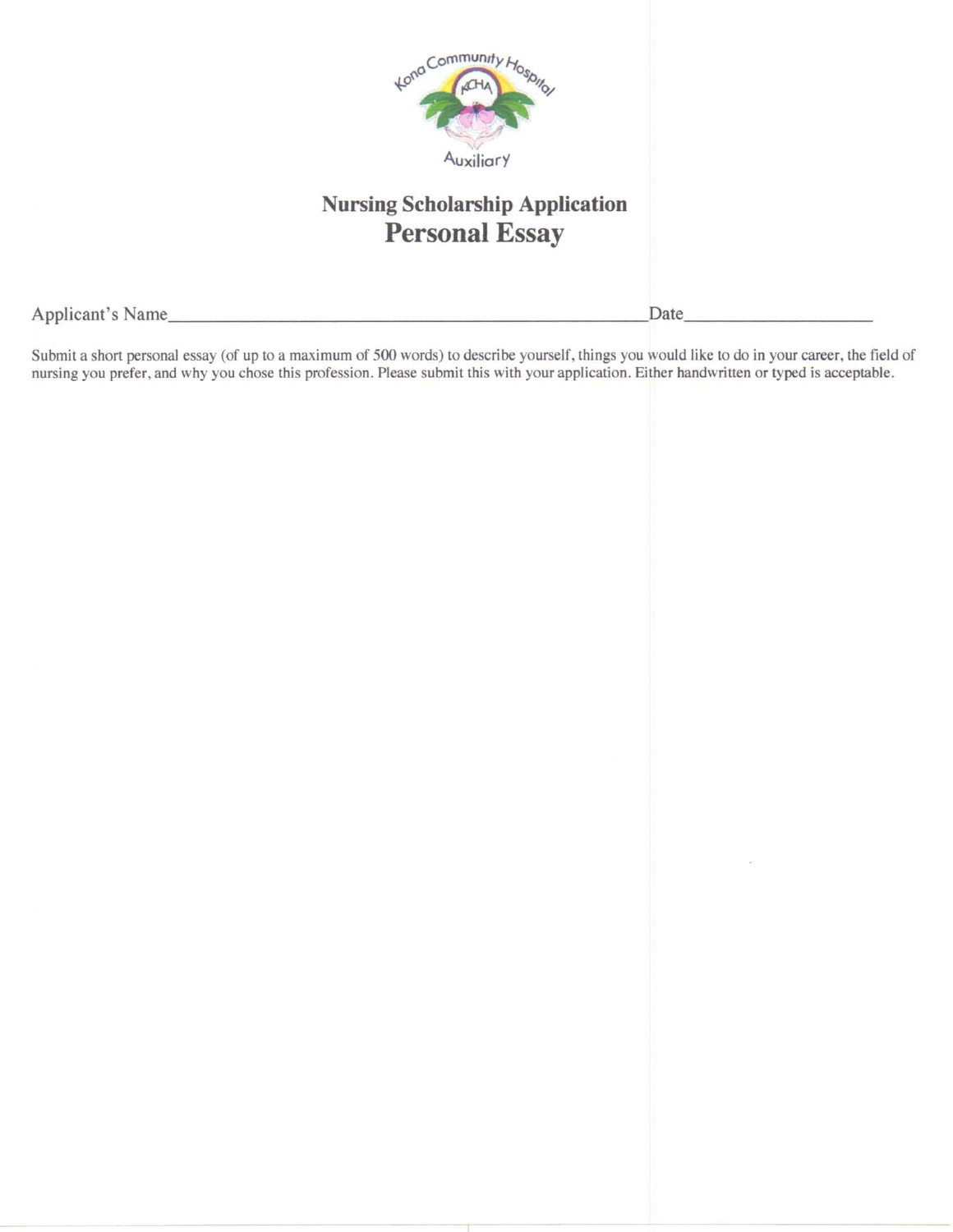Kona Community Hospital Auxiliary

## Nursing Scholarship Application

# Personal Essay

Applicant's Name_______________________________________________Date___________________

Submit a short personal essay (of up to a maximum of 500 words) to describe yourself, things you would like to do in your career, the field of nursing you prefer, and why you chose this profession. Please submit this with your application. Either handwritten or typed is acceptable.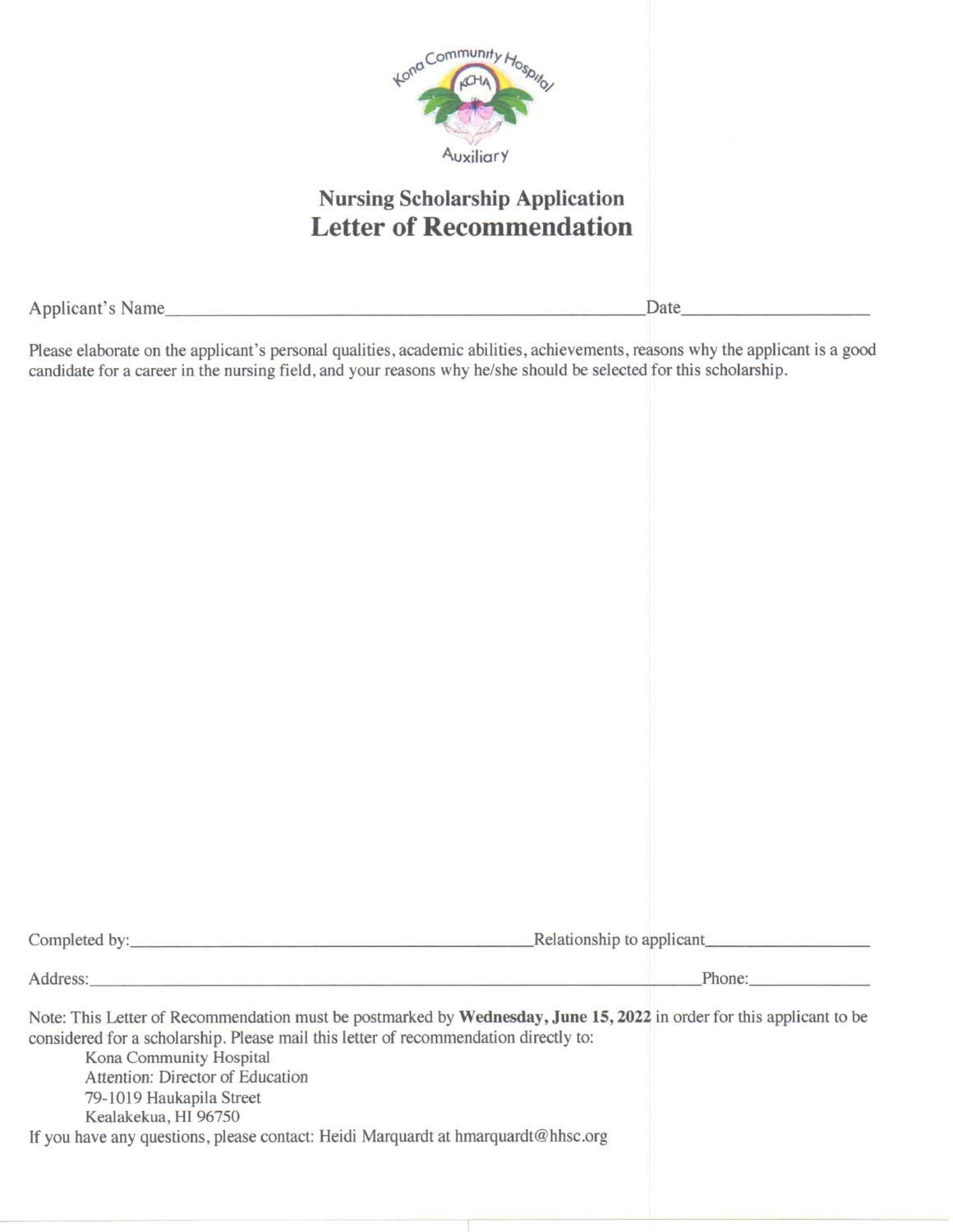Kona Community Hospital

KCHA

Auxiliary

## Nursing Scholarship Application

# Letter of Recommendation

Applicant's Name\_\_\_\_\_\_\_\_\_\_\_\_\_\_\_\_\_\_\_\_\_\_\_\_\_\_\_\_\_\_\_\_\_\_\_\_\_\_\_\_\_\_\_\_\_\_\_\_ Date\_\_\_\_\_\_\_\_\_\_\_\_\_\_\_\_\_\_\_\_

Please elaborate on the applicant's personal qualities, academic abilities, achievements, reasons why the applicant is a good candidate for a career in the nursing field, and your reasons why he/she should be selected for this scholarship.

Completed by:\_\_\_\_\_\_\_\_\_\_\_\_\_\_\_\_\_\_\_\_\_\_\_\_\_\_\_\_\_\_\_\_\_\_\_\_\_\_\_\_ Relationship to applicant\_\_\_\_\_\_\_\_\_\_\_\_\_\_\_\_\_\_

Address:\_\_\_\_\_\_\_\_\_\_\_\_\_\_\_\_\_\_\_\_\_\_\_\_\_\_\_\_\_\_\_\_\_\_\_\_\_\_\_\_\_\_\_\_\_\_\_\_\_\_\_\_\_\_\_\_\_\_\_\_ Phone:\_\_\_\_\_\_\_\_\_\_\_\_\_\_

Note: This Letter of Recommendation must be postmarked by **Wednesday, June 15, 2022** in order for this applicant to be considered for a scholarship. Please mail this letter of recommendation directly to:

Kona Community Hospital
Attention: Director of Education
79-1019 Haukapila Street
Kealakekua, HI 96750

If you have any questions, please contact: Heidi Marquardt at hmarquardt@hhsc.org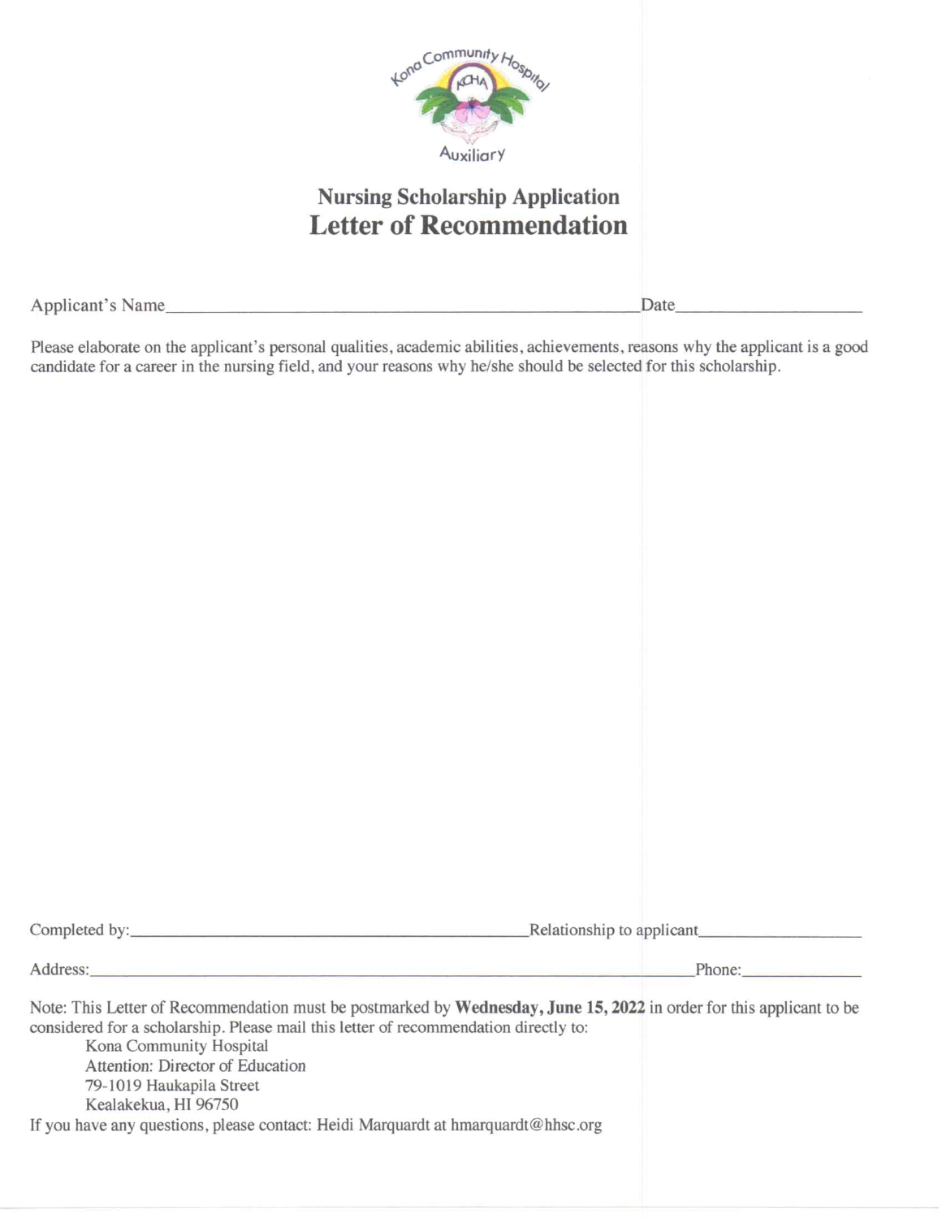Kona Community Hospital
KCHA
Auxiliary

## Nursing Scholarship Application
# Letter of Recommendation

Applicant's Name\_\_\_\_\_\_\_\_\_\_\_\_\_\_\_\_\_\_\_\_\_\_\_\_\_\_\_\_\_\_\_\_\_\_\_\_\_\_\_\_\_\_\_\_\_\_\_\_Date\_\_\_\_\_\_\_\_\_\_\_\_\_\_\_\_\_\_

Please elaborate on the applicant's personal qualities, academic abilities, achievements, reasons why the applicant is a good candidate for a career in the nursing field, and your reasons why he/she should be selected for this scholarship.

Completed by:\_\_\_\_\_\_\_\_\_\_\_\_\_\_\_\_\_\_\_\_\_\_\_\_\_\_\_\_\_\_\_\_\_\_\_\_\_\_\_\_Relationship to applicant\_\_\_\_\_\_\_\_\_\_\_\_\_\_\_\_\_\_

Address:\_\_\_\_\_\_\_\_\_\_\_\_\_\_\_\_\_\_\_\_\_\_\_\_\_\_\_\_\_\_\_\_\_\_\_\_\_\_\_\_\_\_\_\_\_\_\_\_\_\_\_\_\_\_\_\_\_\_\_\_\_\_Phone:\_\_\_\_\_\_\_\_\_\_\_\_\_

Note: This Letter of Recommendation must be postmarked by **Wednesday, June 15, 2022** in order for this applicant to be considered for a scholarship. Please mail this letter of recommendation directly to:

Kona Community Hospital  
Attention: Director of Education  
79-1019 Haukapila Street  
Kealakekua, HI 96750

If you have any questions, please contact: Heidi Marquardt at hmarquardt@hhsc.org